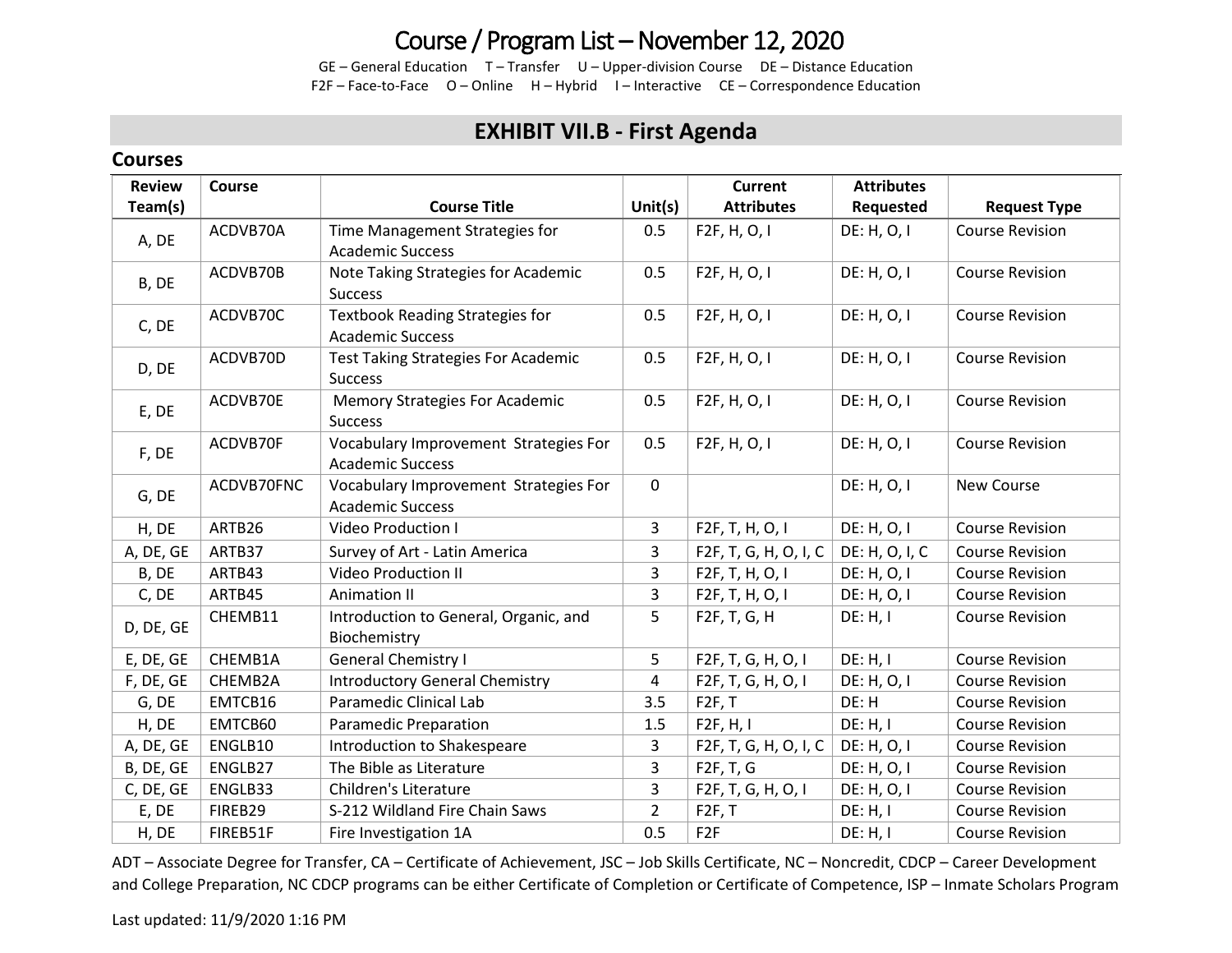# Course / Program List – November 12, 2020

GE – General Education T – Transfer U – Upper-division Course DE – Distance Education
F2F – Face-to-Face O – Online H – Hybrid I – Interactive CE – Correspondence Education

## EXHIBIT VII.B - First Agenda

### Courses

| Review Team(s) | Course | Course Title | Unit(s) | Current Attributes | Attributes Requested | Request Type |
|---|---|---|---|---|---|---|
| A, DE | ACDVB70A | Time Management Strategies for Academic Success | 0.5 | F2F, H, O, I | DE: H, O, I | Course Revision |
| B, DE | ACDVB70B | Note Taking Strategies for Academic Success | 0.5 | F2F, H, O, I | DE: H, O, I | Course Revision |
| C, DE | ACDVB70C | Textbook Reading Strategies for Academic Success | 0.5 | F2F, H, O, I | DE: H, O, I | Course Revision |
| D, DE | ACDVB70D | Test Taking Strategies For Academic Success | 0.5 | F2F, H, O, I | DE: H, O, I | Course Revision |
| E, DE | ACDVB70E | Memory Strategies For Academic Success | 0.5 | F2F, H, O, I | DE: H, O, I | Course Revision |
| F, DE | ACDVB70F | Vocabulary Improvement Strategies For Academic Success | 0.5 | F2F, H, O, I | DE: H, O, I | Course Revision |
| G, DE | ACDVB70FNC | Vocabulary Improvement Strategies For Academic Success | 0 | | DE: H, O, I | New Course |
| H, DE | ARTB26 | Video Production I | 3 | F2F, T, H, O, I | DE: H, O, I | Course Revision |
| A, DE, GE | ARTB37 | Survey of Art - Latin America | 3 | F2F, T, G, H, O, I, C | DE: H, O, I, C | Course Revision |
| B, DE | ARTB43 | Video Production II | 3 | F2F, T, H, O, I | DE: H, O, I | Course Revision |
| C, DE | ARTB45 | Animation II | 3 | F2F, T, H, O, I | DE: H, O, I | Course Revision |
| D, DE, GE | CHEMB11 | Introduction to General, Organic, and Biochemistry | 5 | F2F, T, G, H | DE: H, I | Course Revision |
| E, DE, GE | CHEMB1A | General Chemistry I | 5 | F2F, T, G, H, O, I | DE: H, I | Course Revision |
| F, DE, GE | CHEMB2A | Introductory General Chemistry | 4 | F2F, T, G, H, O, I | DE: H, O, I | Course Revision |
| G, DE | EMTCB16 | Paramedic Clinical Lab | 3.5 | F2F, T | DE: H | Course Revision |
| H, DE | EMTCB60 | Paramedic Preparation | 1.5 | F2F, H, I | DE: H, I | Course Revision |
| A, DE, GE | ENGLB10 | Introduction to Shakespeare | 3 | F2F, T, G, H, O, I, C | DE: H, O, I | Course Revision |
| B, DE, GE | ENGLB27 | The Bible as Literature | 3 | F2F, T, G | DE: H, O, I | Course Revision |
| C, DE, GE | ENGLB33 | Children's Literature | 3 | F2F, T, G, H, O, I | DE: H, O, I | Course Revision |
| E, DE | FIREB29 | S-212 Wildland Fire Chain Saws | 2 | F2F, T | DE: H, I | Course Revision |
| H, DE | FIREB51F | Fire Investigation 1A | 0.5 | F2F | DE: H, I | Course Revision |

ADT – Associate Degree for Transfer, CA – Certificate of Achievement, JSC – Job Skills Certificate, NC – Noncredit, CDCP – Career Development and College Preparation, NC CDCP programs can be either Certificate of Completion or Certificate of Competence, ISP – Inmate Scholars Program

Last updated: 11/9/2020 1:16 PM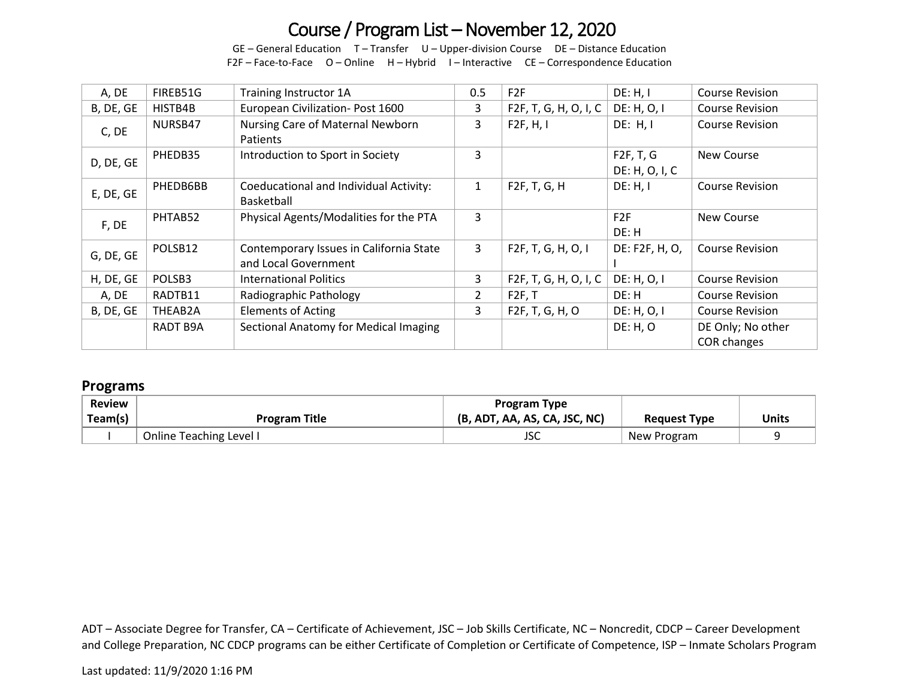# Course / Program List – November 12, 2020

GE – General Education T – Transfer U – Upper-division Course DE – Distance Education
F2F – Face-to-Face O – Online H – Hybrid I – Interactive CE – Correspondence Education

| | | | | | | |
|---|---|---|---|---|---|---|
| A, DE | FIREB51G | Training Instructor 1A | 0.5 | F2F | DE: H, I | Course Revision |
| B, DE, GE | HISTB4B | European Civilization- Post 1600 | 3 | F2F, T, G, H, O, I, C | DE: H, O, I | Course Revision |
| C, DE | NURSB47 | Nursing Care of Maternal Newborn Patients | 3 | F2F, H, I | DE: H, I | Course Revision |
| D, DE, GE | PHEDB35 | Introduction to Sport in Society | 3 | | F2F, T, G DE: H, O, I, C | New Course |
| E, DE, GE | PHEDB6BB | Coeducational and Individual Activity: Basketball | 1 | F2F, T, G, H | DE: H, I | Course Revision |
| F, DE | PHTAB52 | Physical Agents/Modalities for the PTA | 3 | | F2F DE: H | New Course |
| G, DE, GE | POLSB12 | Contemporary Issues in California State and Local Government | 3 | F2F, T, G, H, O, I | DE: F2F, H, O, I | Course Revision |
| H, DE, GE | POLSB3 | International Politics | 3 | F2F, T, G, H, O, I, C | DE: H, O, I | Course Revision |
| A, DE | RADTB11 | Radiographic Pathology | 2 | F2F, T | DE: H | Course Revision |
| B, DE, GE | THEAB2A | Elements of Acting | 3 | F2F, T, G, H, O | DE: H, O, I | Course Revision |
| | RADT B9A | Sectional Anatomy for Medical Imaging | | | DE: H, O | DE Only; No other COR changes |

## Programs

| Review Team(s) | Program Title | Program Type (B, ADT, AA, AS, CA, JSC, NC) | Request Type | Units |
|---|---|---|---|---|
| I | Online Teaching Level I | JSC | New Program | 9 |

ADT – Associate Degree for Transfer, CA – Certificate of Achievement, JSC – Job Skills Certificate, NC – Noncredit, CDCP – Career Development and College Preparation, NC CDCP programs can be either Certificate of Completion or Certificate of Competence, ISP – Inmate Scholars Program

Last updated: 11/9/2020 1:16 PM